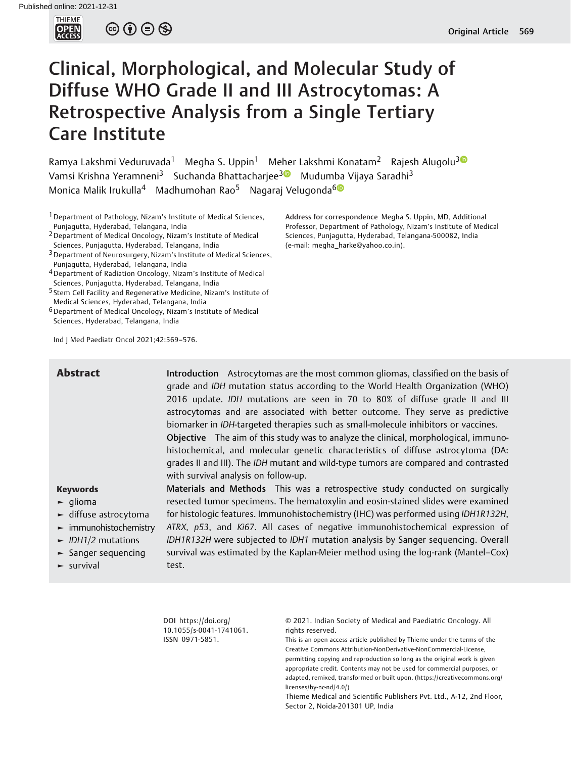Published online: 2021-12-31

# Clinical, Morphological, and Molecular Study of Diffuse WHO Grade II and III Astrocytomas: A Retrospective Analysis from a Single Tertiary Care Institute

Ramya Lakshmi Veduruvada[1] Megha S. Uppin[1] Meher Lakshmi Konatam[2] Rajesh Alugolu[3] Vamsi Krishna Yeramneni[3] Suchanda Bhattacharjee[3] Mudumba Vijaya Saradhi[3] Monica Malik Irukulla[4] Madhumohan Rao[5] Nagaraj Velugonda[6]

[1] Department of Pathology, Nizam's Institute of Medical Sciences, Punjagutta, Hyderabad, Telangana, India
[2] Department of Medical Oncology, Nizam's Institute of Medical Sciences, Punjagutta, Hyderabad, Telangana, India
[3] Department of Neurosurgery, Nizam's Institute of Medical Sciences, Punjagutta, Hyderabad, Telangana, India
[4] Department of Radiation Oncology, Nizam's Institute of Medical Sciences, Punjagutta, Hyderabad, Telangana, India
[5] Stem Cell Facility and Regenerative Medicine, Nizam's Institute of Medical Sciences, Hyderabad, Telangana, India
[6] Department of Medical Oncology, Nizam's Institute of Medical Sciences, Hyderabad, Telangana, India

**Address for correspondence** Megha S. Uppin, MD, Additional Professor, Department of Pathology, Nizam's Institute of Medical Sciences, Punjagutta, Hyderabad, Telangana-500082, India (e-mail: megha_harke@yahoo.co.in).

Ind J Med Paediatr Oncol 2021;42:569–576.

## Abstract

**Introduction** Astrocytomas are the most common gliomas, classified on the basis of grade and *IDH* mutation status according to the World Health Organization (WHO) 2016 update. *IDH* mutations are seen in 70 to 80% of diffuse grade II and III astrocytomas and are associated with better outcome. They serve as predictive biomarker in *IDH*-targeted therapies such as small-molecule inhibitors or vaccines.

**Objective** The aim of this study was to analyze the clinical, morphological, immunohistochemical, and molecular genetic characteristics of diffuse astrocytoma (DA: grades II and III). The *IDH* mutant and wild-type tumors are compared and contrasted with survival analysis on follow-up.

**Materials and Methods** This was a retrospective study conducted on surgically resected tumor specimens. The hematoxylin and eosin-stained slides were examined for histologic features. Immunohistochemistry (IHC) was performed using *IDH1R132H*, *ATRX, p53*, and *Ki67*. All cases of negative immunohistochemical expression of *IDH1R132H* were subjected to *IDH1* mutation analysis by Sanger sequencing. Overall survival was estimated by the Kaplan-Meier method using the log-rank (Mantel–Cox) test.

**Keywords**

- glioma
- diffuse astrocytoma
- immunohistochemistry
- *IDH1/2* mutations
- Sanger sequencing
- survival

**DOI** https://doi.org/10.1055/s-0041-1741061.
**ISSN** 0971-5851.

© 2021. Indian Society of Medical and Paediatric Oncology. All rights reserved.
This is an open access article published by Thieme under the terms of the Creative Commons Attribution-NonDerivative-NonCommercial-License, permitting copying and reproduction so long as the original work is given appropriate credit. Contents may not be used for commercial purposes, or adapted, remixed, transformed or built upon. (https://creativecommons.org/licenses/by-nc-nd/4.0/)
Thieme Medical and Scientific Publishers Pvt. Ltd., A-12, 2nd Floor, Sector 2, Noida-201301 UP, India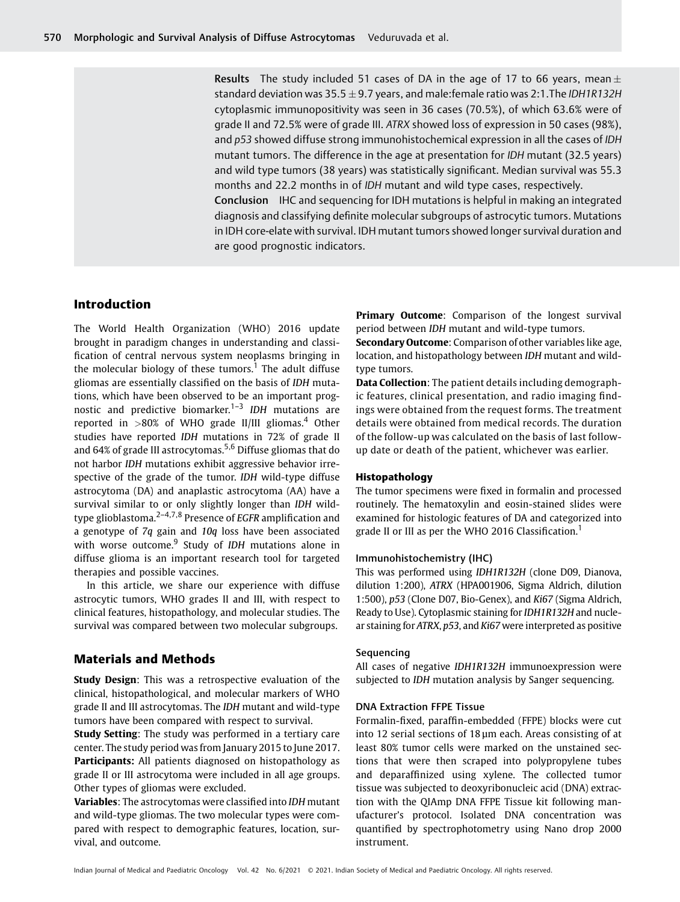**Results** The study included 51 cases of DA in the age of 17 to 66 years, mean $\pm$ standard deviation was $35.5 \pm 9.7$ years, and male:female ratio was 2:1.The *IDH1R132H* cytoplasmic immunopositivity was seen in 36 cases (70.5%), of which 63.6% were of grade II and 72.5% were of grade III. *ATRX* showed loss of expression in 50 cases (98%), and *p53* showed diffuse strong immunohistochemical expression in all the cases of *IDH* mutant tumors. The difference in the age at presentation for *IDH* mutant (32.5 years) and wild type tumors (38 years) was statistically significant. Median survival was 55.3 months and 22.2 months in of *IDH* mutant and wild type cases, respectively.

**Conclusion** IHC and sequencing for IDH mutations is helpful in making an integrated diagnosis and classifying definite molecular subgroups of astrocytic tumors. Mutations in IDH core-elate with survival. IDH mutant tumors showed longer survival duration and are good prognostic indicators.

## Introduction

The World Health Organization (WHO) 2016 update brought in paradigm changes in understanding and classification of central nervous system neoplasms bringing in the molecular biology of these tumors.[1] The adult diffuse gliomas are essentially classified on the basis of *IDH* mutations, which have been observed to be an important prognostic and predictive biomarker.[1–3] *IDH* mutations are reported in >80% of WHO grade II/III gliomas.[4] Other studies have reported *IDH* mutations in 72% of grade II and 64% of grade III astrocytomas.[5,6] Diffuse gliomas that do not harbor *IDH* mutations exhibit aggressive behavior irrespective of the grade of the tumor. *IDH* wild-type diffuse astrocytoma (DA) and anaplastic astrocytoma (AA) have a survival similar to or only slightly longer than *IDH* wild-type glioblastoma.[2–4,7,8] Presence of *EGFR* amplification and a genotype of *7q* gain and *10q* loss have been associated with worse outcome.[9] Study of *IDH* mutations alone in diffuse glioma is an important research tool for targeted therapies and possible vaccines.

In this article, we share our experience with diffuse astrocytic tumors, WHO grades II and III, with respect to clinical features, histopathology, and molecular studies. The survival was compared between two molecular subgroups.

## Materials and Methods

**Study Design**: This was a retrospective evaluation of the clinical, histopathological, and molecular markers of WHO grade II and III astrocytomas. The *IDH* mutant and wild-type tumors have been compared with respect to survival.

**Study Setting**: The study was performed in a tertiary care center. The study period was from January 2015 to June 2017.

**Participants:** All patients diagnosed on histopathology as grade II or III astrocytoma were included in all age groups. Other types of gliomas were excluded.

**Variables**: The astrocytomas were classified into *IDH* mutant and wild-type gliomas. The two molecular types were compared with respect to demographic features, location, survival, and outcome.

**Primary Outcome**: Comparison of the longest survival period between *IDH* mutant and wild-type tumors.

**Secondary Outcome**: Comparison of other variables like age, location, and histopathology between *IDH* mutant and wild-type tumors.

**Data Collection**: The patient details including demographic features, clinical presentation, and radio imaging findings were obtained from the request forms. The treatment details were obtained from medical records. The duration of the follow-up was calculated on the basis of last follow-up date or death of the patient, whichever was earlier.

### Histopathology

The tumor specimens were fixed in formalin and processed routinely. The hematoxylin and eosin-stained slides were examined for histologic features of DA and categorized into grade II or III as per the WHO 2016 Classification.[1]

#### Immunohistochemistry (IHC)

This was performed using *IDH1R132H* (clone D09, Dianova, dilution 1:200), *ATRX* (HPA001906, Sigma Aldrich, dilution 1:500), *p53* (Clone D07, Bio-Genex), and *Ki67* (Sigma Aldrich, Ready to Use). Cytoplasmic staining for *IDH1R132H* and nuclear staining for *ATRX*, *p53*, and *Ki67* were interpreted as positive

#### Sequencing

All cases of negative *IDH1R132H* immunoexpression were subjected to *IDH* mutation analysis by Sanger sequencing.

#### DNA Extraction FFPE Tissue

Formalin-fixed, paraffin-embedded (FFPE) blocks were cut into 12 serial sections of 18 µm each. Areas consisting of at least 80% tumor cells were marked on the unstained sections that were then scraped into polypropylene tubes and deparaffinized using xylene. The collected tumor tissue was subjected to deoxyribonucleic acid (DNA) extraction with the QIAmp DNA FFPE Tissue kit following manufacturer's protocol. Isolated DNA concentration was quantified by spectrophotometry using Nano drop 2000 instrument.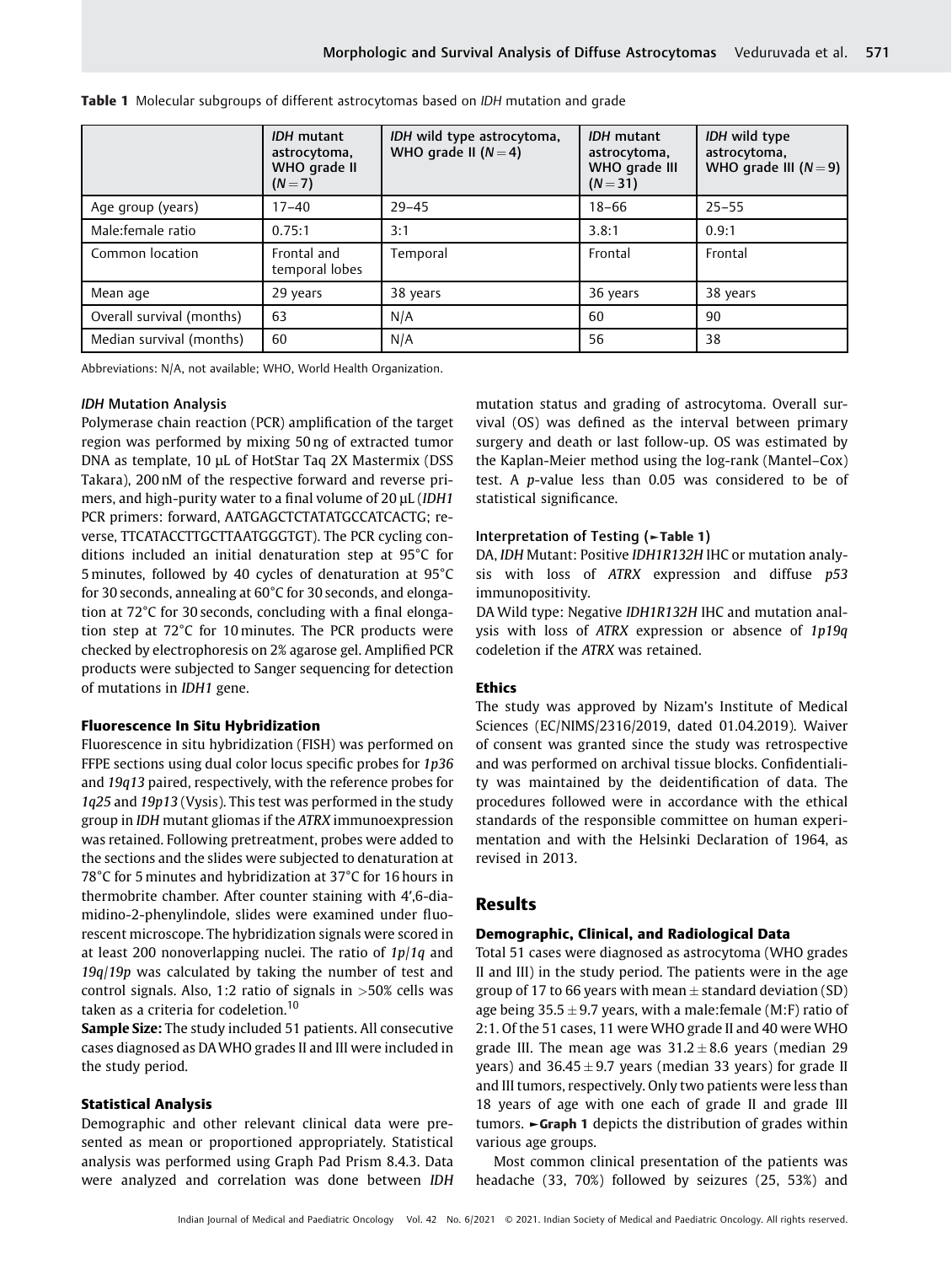**Table 1** Molecular subgroups of different astrocytomas based on *IDH* mutation and grade

| | *IDH* mutant astrocytoma, WHO grade II (N = 7) | *IDH* wild type astrocytoma, WHO grade II (N = 4) | *IDH* mutant astrocytoma, WHO grade III (N = 31) | *IDH* wild type astrocytoma, WHO grade III (N = 9) |
|---|---|---|---|---|
| Age group (years) | 17–40 | 29–45 | 18–66 | 25–55 |
| Male:female ratio | 0.75:1 | 3:1 | 3.8:1 | 0.9:1 |
| Common location | Frontal and temporal lobes | Temporal | Frontal | Frontal |
| Mean age | 29 years | 38 years | 36 years | 38 years |
| Overall survival (months) | 63 | N/A | 60 | 90 |
| Median survival (months) | 60 | N/A | 56 | 38 |

Abbreviations: N/A, not available; WHO, World Health Organization.

### *IDH* Mutation Analysis

Polymerase chain reaction (PCR) amplification of the target region was performed by mixing 50 ng of extracted tumor DNA as template, 10 μL of HotStar Taq 2X Mastermix (DSS Takara), 200 nM of the respective forward and reverse primers, and high-purity water to a final volume of 20 μL (*IDH1* PCR primers: forward, AATGAGCTCTATATGCCATCACTG; reverse, TTCATACCTTGCTTAATGGGTGT). The PCR cycling conditions included an initial denaturation step at 95°C for 5 minutes, followed by 40 cycles of denaturation at 95°C for 30 seconds, annealing at 60°C for 30 seconds, and elongation at 72°C for 30 seconds, concluding with a final elongation step at 72°C for 10 minutes. The PCR products were checked by electrophoresis on 2% agarose gel. Amplified PCR products were subjected to Sanger sequencing for detection of mutations in *IDH1* gene.

### Fluorescence In Situ Hybridization

Fluorescence in situ hybridization (FISH) was performed on FFPE sections using dual color locus specific probes for *1p36* and *19q13* paired, respectively, with the reference probes for *1q25* and *19p13* (Vysis). This test was performed in the study group in *IDH* mutant gliomas if the *ATRX* immunoexpression was retained. Following pretreatment, probes were added to the sections and the slides were subjected to denaturation at 78°C for 5 minutes and hybridization at 37°C for 16 hours in thermobrite chamber. After counter staining with 4′,6-diamidino-2-phenylindole, slides were examined under fluorescent microscope. The hybridization signals were scored in at least 200 nonoverlapping nuclei. The ratio of *1p*/*1q* and *19q*/*19p* was calculated by taking the number of test and control signals. Also, 1:2 ratio of signals in >50% cells was taken as a criteria for codeletion.[10]

**Sample Size:** The study included 51 patients. All consecutive cases diagnosed as DA WHO grades II and III were included in the study period.

### Statistical Analysis

Demographic and other relevant clinical data were presented as mean or proportioned appropriately. Statistical analysis was performed using Graph Pad Prism 8.4.3. Data were analyzed and correlation was done between *IDH* mutation status and grading of astrocytoma. Overall survival (OS) was defined as the interval between primary surgery and death or last follow-up. OS was estimated by the Kaplan-Meier method using the log-rank (Mantel–Cox) test. A *p*-value less than 0.05 was considered to be of statistical significance.

### Interpretation of Testing (►Table 1)

DA, *IDH* Mutant: Positive *IDH1R132H* IHC or mutation analysis with loss of *ATRX* expression and diffuse *p53* immunopositivity.

DA Wild type: Negative *IDH1R132H* IHC and mutation analysis with loss of *ATRX* expression or absence of *1p19q* codeletion if the *ATRX* was retained.

### Ethics

The study was approved by Nizam's Institute of Medical Sciences (EC/NIMS/2316/2019, dated 01.04.2019). Waiver of consent was granted since the study was retrospective and was performed on archival tissue blocks. Confidentiality was maintained by the deidentification of data. The procedures followed were in accordance with the ethical standards of the responsible committee on human experimentation and with the Helsinki Declaration of 1964, as revised in 2013.

## Results

### Demographic, Clinical, and Radiological Data

Total 51 cases were diagnosed as astrocytoma (WHO grades II and III) in the study period. The patients were in the age group of 17 to 66 years with mean ± standard deviation (SD) age being 35.5 ± 9.7 years, with a male:female (M:F) ratio of 2:1. Of the 51 cases, 11 were WHO grade II and 40 were WHO grade III. The mean age was 31.2 ± 8.6 years (median 29 years) and 36.45 ± 9.7 years (median 33 years) for grade II and III tumors, respectively. Only two patients were less than 18 years of age with one each of grade II and grade III tumors. ►Graph 1 depicts the distribution of grades within various age groups.

Most common clinical presentation of the patients was headache (33, 70%) followed by seizures (25, 53%) and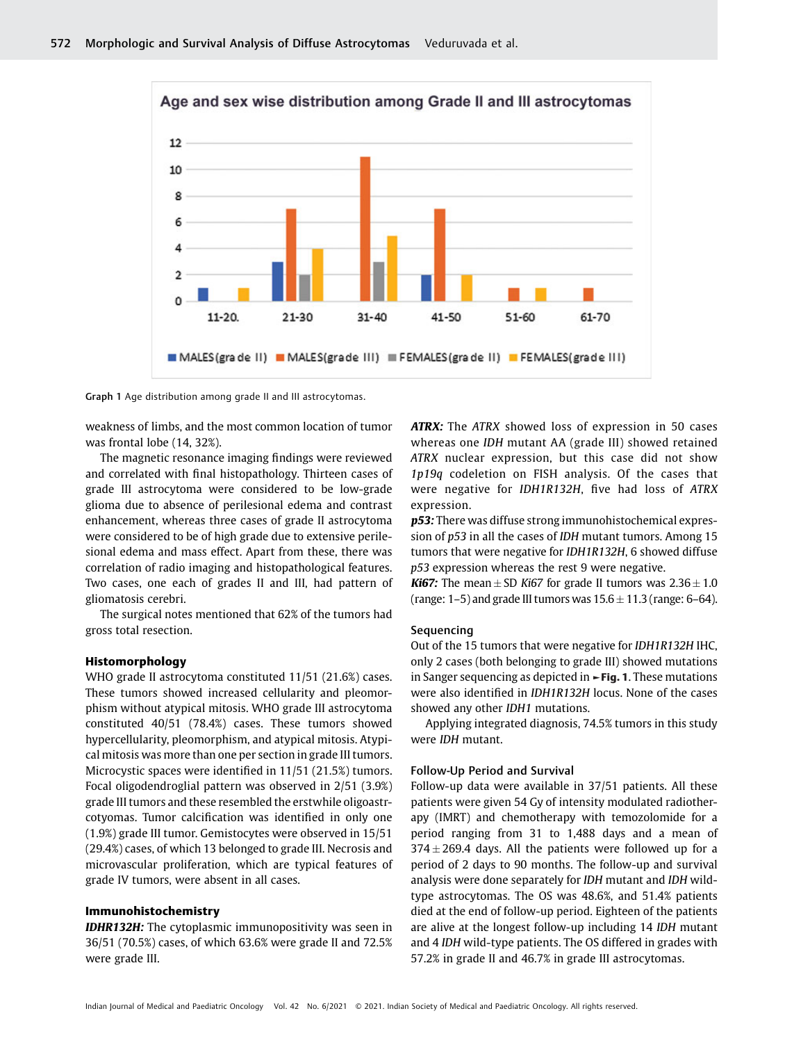Graph 1 Age distribution among grade II and III astrocytomas.

weakness of limbs, and the most common location of tumor was frontal lobe (14, 32%).

The magnetic resonance imaging findings were reviewed and correlated with final histopathology. Thirteen cases of grade III astrocytoma were considered to be low-grade glioma due to absence of perilesional edema and contrast enhancement, whereas three cases of grade II astrocytoma were considered to be of high grade due to extensive perilesional edema and mass effect. Apart from these, there was correlation of radio imaging and histopathological features. Two cases, one each of grades II and III, had pattern of gliomatosis cerebri.

The surgical notes mentioned that 62% of the tumors had gross total resection.

### Histomorphology

WHO grade II astrocytoma constituted 11/51 (21.6%) cases. These tumors showed increased cellularity and pleomorphism without atypical mitosis. WHO grade III astrocytoma constituted 40/51 (78.4%) cases. These tumors showed hypercellularity, pleomorphism, and atypical mitosis. Atypical mitosis was more than one per section in grade III tumors. Microcystic spaces were identified in 11/51 (21.5%) tumors. Focal oligodendroglial pattern was observed in 2/51 (3.9%) grade III tumors and these resembled the erstwhile oligoastrcytomas. Tumor calcification was identified in only one (1.9%) grade III tumor. Gemistocytes were observed in 15/51 (29.4%) cases, of which 13 belonged to grade III. Necrosis and microvascular proliferation, which are typical features of grade IV tumors, were absent in all cases.

### Immunohistochemistry

***IDHR132H:*** The cytoplasmic immunopositivity was seen in 36/51 (70.5%) cases, of which 63.6% were grade II and 72.5% were grade III.

***ATRX:*** The *ATRX* showed loss of expression in 50 cases whereas one *IDH* mutant AA (grade III) showed retained *ATRX* nuclear expression, but this case did not show *1p19q* codeletion on FISH analysis. Of the cases that were negative for *IDH1R132H*, five had loss of *ATRX* expression.

***p53:*** There was diffuse strong immunohistochemical expression of *p53* in all the cases of *IDH* mutant tumors. Among 15 tumors that were negative for *IDH1R132H*, 6 showed diffuse *p53* expression whereas the rest 9 were negative.

***Ki67:*** The mean ± SD *Ki67* for grade II tumors was 2.36 ± 1.0 (range: 1–5) and grade III tumors was 15.6 ± 11.3 (range: 6–64).

### Sequencing

Out of the 15 tumors that were negative for *IDH1R132H* IHC, only 2 cases (both belonging to grade III) showed mutations in Sanger sequencing as depicted in ►**Fig. 1**. These mutations were also identified in *IDH1R132H* locus. None of the cases showed any other *IDH1* mutations.

Applying integrated diagnosis, 74.5% tumors in this study were *IDH* mutant.

### Follow-Up Period and Survival

Follow-up data were available in 37/51 patients. All these patients were given 54 Gy of intensity modulated radiotherapy (IMRT) and chemotherapy with temozolomide for a period ranging from 31 to 1,488 days and a mean of 374 ± 269.4 days. All the patients were followed up for a period of 2 days to 90 months. The follow-up and survival analysis were done separately for *IDH* mutant and *IDH* wild-type astrocytomas. The OS was 48.6%, and 51.4% patients died at the end of follow-up period. Eighteen of the patients are alive at the longest follow-up including 14 *IDH* mutant and 4 *IDH* wild-type patients. The OS differed in grades with 57.2% in grade II and 46.7% in grade III astrocytomas.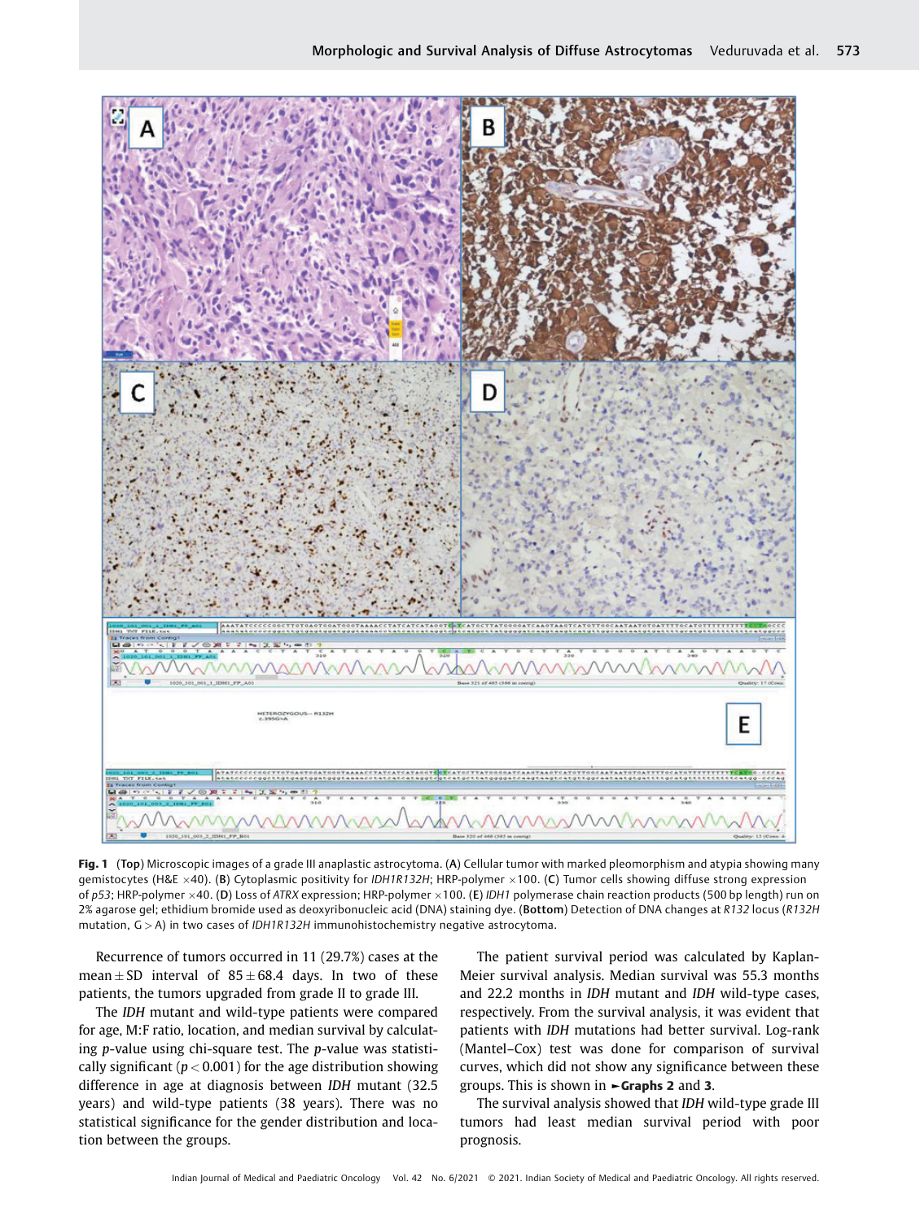**Fig. 1** (**Top**) Microscopic images of a grade III anaplastic astrocytoma. (**A**) Cellular tumor with marked pleomorphism and atypia showing many gemistocytes (H&E ×40). (**B**) Cytoplasmic positivity for *IDH1R132H*; HRP-polymer ×100. (**C**) Tumor cells showing diffuse strong expression of *p53*; HRP-polymer ×40. (**D**) Loss of *ATRX* expression; HRP-polymer ×100. (**E**) *IDH1* polymerase chain reaction products (500 bp length) run on 2% agarose gel; ethidium bromide used as deoxyribonucleic acid (DNA) staining dye. (**Bottom**) Detection of DNA changes at *R132* locus (*R132H* mutation, G > A) in two cases of *IDH1R132H* immunohistochemistry negative astrocytoma.

Recurrence of tumors occurred in 11 (29.7%) cases at the mean ± SD interval of 85 ± 68.4 days. In two of these patients, the tumors upgraded from grade II to grade III.

The *IDH* mutant and wild-type patients were compared for age, M:F ratio, location, and median survival by calculating *p*-value using chi-square test. The *p*-value was statistically significant ($p < 0.001$) for the age distribution showing difference in age at diagnosis between *IDH* mutant (32.5 years) and wild-type patients (38 years). There was no statistical significance for the gender distribution and location between the groups.

The patient survival period was calculated by Kaplan-Meier survival analysis. Median survival was 55.3 months and 22.2 months in *IDH* mutant and *IDH* wild-type cases, respectively. From the survival analysis, it was evident that patients with *IDH* mutations had better survival. Log-rank (Mantel–Cox) test was done for comparison of survival curves, which did not show any significance between these groups. This is shown in ►**Graphs 2** and **3**.

The survival analysis showed that *IDH* wild-type grade III tumors had least median survival period with poor prognosis.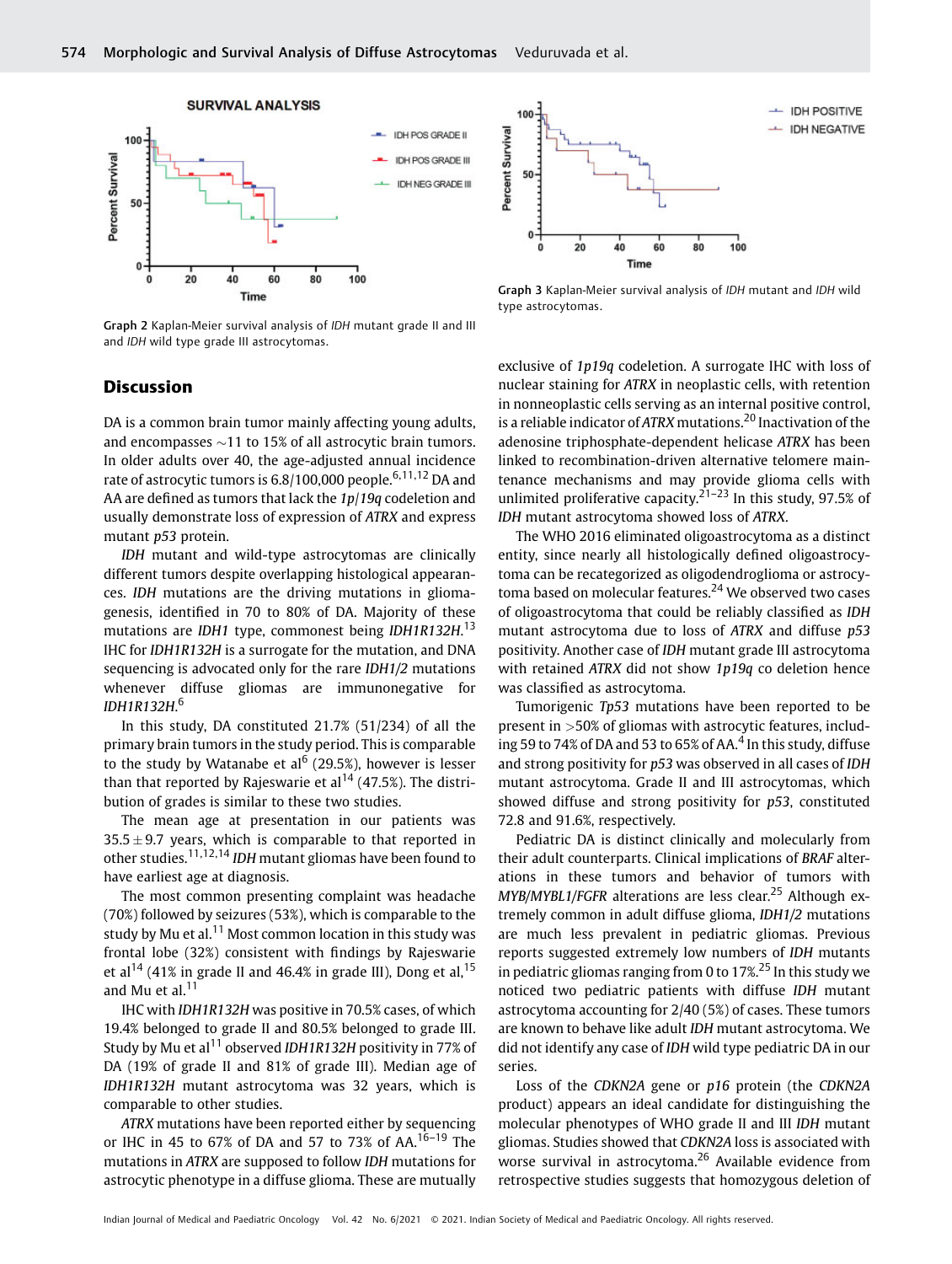Graph 2 Kaplan-Meier survival analysis of *IDH* mutant grade II and III and *IDH* wild type grade III astrocytomas.

Graph 3 Kaplan-Meier survival analysis of *IDH* mutant and *IDH* wild type astrocytomas.

## Discussion

DA is a common brain tumor mainly affecting young adults, and encompasses ~11 to 15% of all astrocytic brain tumors. In older adults over 40, the age-adjusted annual incidence rate of astrocytic tumors is 6.8/100,000 people.[6,11,12] DA and AA are defined as tumors that lack the *1p/19q* codeletion and usually demonstrate loss of expression of *ATRX* and express mutant *p53* protein.

*IDH* mutant and wild-type astrocytomas are clinically different tumors despite overlapping histological appearances. *IDH* mutations are the driving mutations in gliomagenesis, identified in 70 to 80% of DA. Majority of these mutations are *IDH1* type, commonest being *IDH1R132H*.[13] IHC for *IDH1R132H* is a surrogate for the mutation, and DNA sequencing is advocated only for the rare *IDH1/2* mutations whenever diffuse gliomas are immunonegative for *IDH1R132H*.[6]

In this study, DA constituted 21.7% (51/234) of all the primary brain tumors in the study period. This is comparable to the study by Watanabe et al[6] (29.5%), however is lesser than that reported by Rajeswarie et al[14] (47.5%). The distribution of grades is similar to these two studies.

The mean age at presentation in our patients was 35.5 ± 9.7 years, which is comparable to that reported in other studies.[11,12,14] *IDH* mutant gliomas have been found to have earliest age at diagnosis.

The most common presenting complaint was headache (70%) followed by seizures (53%), which is comparable to the study by Mu et al.[11] Most common location in this study was frontal lobe (32%) consistent with findings by Rajeswarie et al[14] (41% in grade II and 46.4% in grade III), Dong et al,[15] and Mu et al.[11]

IHC with *IDH1R132H* was positive in 70.5% cases, of which 19.4% belonged to grade II and 80.5% belonged to grade III. Study by Mu et al[11] observed *IDH1R132H* positivity in 77% of DA (19% of grade II and 81% of grade III). Median age of *IDH1R132H* mutant astrocytoma was 32 years, which is comparable to other studies.

*ATRX* mutations have been reported either by sequencing or IHC in 45 to 67% of DA and 57 to 73% of AA.[16–19] The mutations in *ATRX* are supposed to follow *IDH* mutations for astrocytic phenotype in a diffuse glioma. These are mutually exclusive of *1p19q* codeletion. A surrogate IHC with loss of nuclear staining for *ATRX* in neoplastic cells, with retention in nonneoplastic cells serving as an internal positive control, is a reliable indicator of *ATRX* mutations.[20] Inactivation of the adenosine triphosphate-dependent helicase *ATRX* has been linked to recombination-driven alternative telomere maintenance mechanisms and may provide glioma cells with unlimited proliferative capacity.[21–23] In this study, 97.5% of *IDH* mutant astrocytoma showed loss of *ATRX*.

The WHO 2016 eliminated oligoastrocytoma as a distinct entity, since nearly all histologically defined oligoastrocytoma can be recategorized as oligodendroglioma or astrocytoma based on molecular features.[24] We observed two cases of oligoastrocytoma that could be reliably classified as *IDH* mutant astrocytoma due to loss of *ATRX* and diffuse *p53* positivity. Another case of *IDH* mutant grade III astrocytoma with retained *ATRX* did not show *1p19q* co deletion hence was classified as astrocytoma.

Tumorigenic *Tp53* mutations have been reported to be present in >50% of gliomas with astrocytic features, including 59 to 74% of DA and 53 to 65% of AA.[4] In this study, diffuse and strong positivity for *p53* was observed in all cases of *IDH* mutant astrocytoma. Grade II and III astrocytomas, which showed diffuse and strong positivity for *p53*, constituted 72.8 and 91.6%, respectively.

Pediatric DA is distinct clinically and molecularly from their adult counterparts. Clinical implications of *BRAF* alterations in these tumors and behavior of tumors with *MYB/MYBL1/FGFR* alterations are less clear.[25] Although extremely common in adult diffuse glioma, *IDH1/2* mutations are much less prevalent in pediatric gliomas. Previous reports suggested extremely low numbers of *IDH* mutants in pediatric gliomas ranging from 0 to 17%.[25] In this study we noticed two pediatric patients with diffuse *IDH* mutant astrocytoma accounting for 2/40 (5%) of cases. These tumors are known to behave like adult *IDH* mutant astrocytoma. We did not identify any case of *IDH* wild type pediatric DA in our series.

Loss of the *CDKN2A* gene or *p16* protein (the *CDKN2A* product) appears an ideal candidate for distinguishing the molecular phenotypes of WHO grade II and III *IDH* mutant gliomas. Studies showed that *CDKN2A* loss is associated with worse survival in astrocytoma.[26] Available evidence from retrospective studies suggests that homozygous deletion of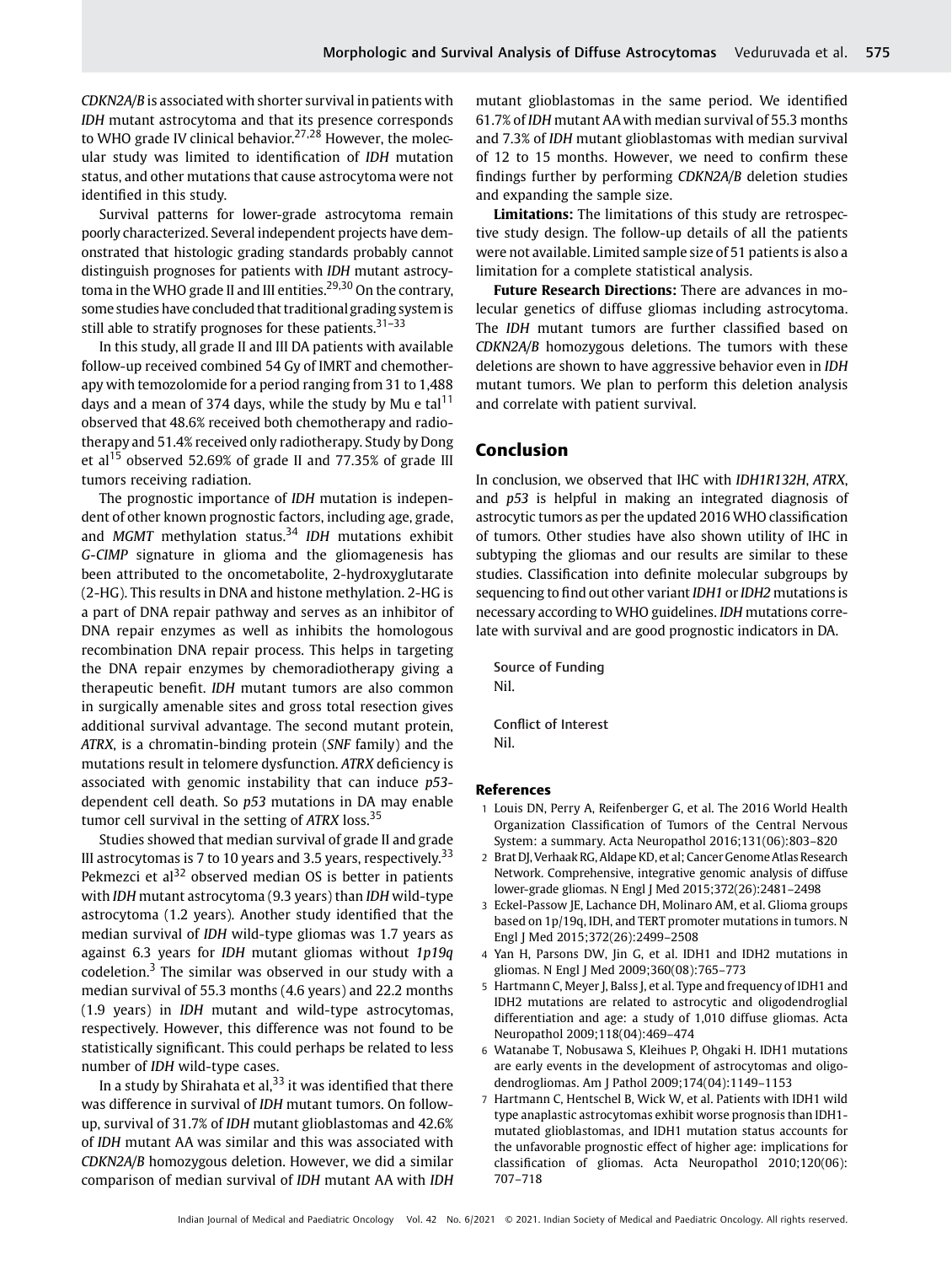*CDKN2A/B* is associated with shorter survival in patients with *IDH* mutant astrocytoma and that its presence corresponds to WHO grade IV clinical behavior.[27,28] However, the molecular study was limited to identification of *IDH* mutation status, and other mutations that cause astrocytoma were not identified in this study.

Survival patterns for lower-grade astrocytoma remain poorly characterized. Several independent projects have demonstrated that histologic grading standards probably cannot distinguish prognoses for patients with *IDH* mutant astrocytoma in the WHO grade II and III entities.[29,30] On the contrary, some studies have concluded that traditional grading system is still able to stratify prognoses for these patients.[31–33]

In this study, all grade II and III DA patients with available follow-up received combined 54 Gy of IMRT and chemotherapy with temozolomide for a period ranging from 31 to 1,488 days and a mean of 374 days, while the study by Mu e tal[11] observed that 48.6% received both chemotherapy and radiotherapy and 51.4% received only radiotherapy. Study by Dong et al[15] observed 52.69% of grade II and 77.35% of grade III tumors receiving radiation.

The prognostic importance of *IDH* mutation is independent of other known prognostic factors, including age, grade, and *MGMT* methylation status.[34] *IDH* mutations exhibit *G-CIMP* signature in glioma and the gliomagenesis has been attributed to the oncometabolite, 2-hydroxyglutarate (2-HG). This results in DNA and histone methylation. 2-HG is a part of DNA repair pathway and serves as an inhibitor of DNA repair enzymes as well as inhibits the homologous recombination DNA repair process. This helps in targeting the DNA repair enzymes by chemoradiotherapy giving a therapeutic benefit. *IDH* mutant tumors are also common in surgically amenable sites and gross total resection gives additional survival advantage. The second mutant protein, *ATRX*, is a chromatin-binding protein (*SNF* family) and the mutations result in telomere dysfunction. *ATRX* deficiency is associated with genomic instability that can induce *p53*-dependent cell death. So *p53* mutations in DA may enable tumor cell survival in the setting of *ATRX* loss.[35]

Studies showed that median survival of grade II and grade III astrocytomas is 7 to 10 years and 3.5 years, respectively.[33] Pekmezci et al[32] observed median OS is better in patients with *IDH* mutant astrocytoma (9.3 years) than *IDH* wild-type astrocytoma (1.2 years). Another study identified that the median survival of *IDH* wild-type gliomas was 1.7 years as against 6.3 years for *IDH* mutant gliomas without *1p19q* codeletion.[3] The similar was observed in our study with a median survival of 55.3 months (4.6 years) and 22.2 months (1.9 years) in *IDH* mutant and wild-type astrocytomas, respectively. However, this difference was not found to be statistically significant. This could perhaps be related to less number of *IDH* wild-type cases.

In a study by Shirahata et al,[33] it was identified that there was difference in survival of *IDH* mutant tumors. On follow-up, survival of 31.7% of *IDH* mutant glioblastomas and 42.6% of *IDH* mutant AA was similar and this was associated with *CDKN2A/B* homozygous deletion. However, we did a similar comparison of median survival of *IDH* mutant AA with *IDH* mutant glioblastomas in the same period. We identified 61.7% of *IDH* mutant AA with median survival of 55.3 months and 7.3% of *IDH* mutant glioblastomas with median survival of 12 to 15 months. However, we need to confirm these findings further by performing *CDKN2A/B* deletion studies and expanding the sample size.

**Limitations:** The limitations of this study are retrospective study design. The follow-up details of all the patients were not available. Limited sample size of 51 patients is also a limitation for a complete statistical analysis.

**Future Research Directions:** There are advances in molecular genetics of diffuse gliomas including astrocytoma. The *IDH* mutant tumors are further classified based on *CDKN2A/B* homozygous deletions. The tumors with these deletions are shown to have aggressive behavior even in *IDH* mutant tumors. We plan to perform this deletion analysis and correlate with patient survival.

## Conclusion

In conclusion, we observed that IHC with *IDH1R132H*, *ATRX*, and *p53* is helpful in making an integrated diagnosis of astrocytic tumors as per the updated 2016 WHO classification of tumors. Other studies have also shown utility of IHC in subtyping the gliomas and our results are similar to these studies. Classification into definite molecular subgroups by sequencing to find out other variant *IDH1* or *IDH2* mutations is necessary according to WHO guidelines. *IDH* mutations correlate with survival and are good prognostic indicators in DA.

Source of Funding
Nil.

Conflict of Interest
Nil.

### References

1. Louis DN, Perry A, Reifenberger G, et al. The 2016 World Health Organization Classification of Tumors of the Central Nervous System: a summary. Acta Neuropathol 2016;131(06):803–820
2. Brat DJ, Verhaak RG, Aldape KD, et al; Cancer Genome Atlas Research Network. Comprehensive, integrative genomic analysis of diffuse lower-grade gliomas. N Engl J Med 2015;372(26):2481–2498
3. Eckel-Passow JE, Lachance DH, Molinaro AM, et al. Glioma groups based on 1p/19q, IDH, and TERT promoter mutations in tumors. N Engl J Med 2015;372(26):2499–2508
4. Yan H, Parsons DW, Jin G, et al. IDH1 and IDH2 mutations in gliomas. N Engl J Med 2009;360(08):765–773
5. Hartmann C, Meyer J, Balss J, et al. Type and frequency of IDH1 and IDH2 mutations are related to astrocytic and oligodendroglial differentiation and age: a study of 1,010 diffuse gliomas. Acta Neuropathol 2009;118(04):469–474
6. Watanabe T, Nobusawa S, Kleihues P, Ohgaki H. IDH1 mutations are early events in the development of astrocytomas and oligodendrogliomas. Am J Pathol 2009;174(04):1149–1153
7. Hartmann C, Hentschel B, Wick W, et al. Patients with IDH1 wild type anaplastic astrocytomas exhibit worse prognosis than IDH1-mutated glioblastomas, and IDH1 mutation status accounts for the unfavorable prognostic effect of higher age: implications for classification of gliomas. Acta Neuropathol 2010;120(06): 707–718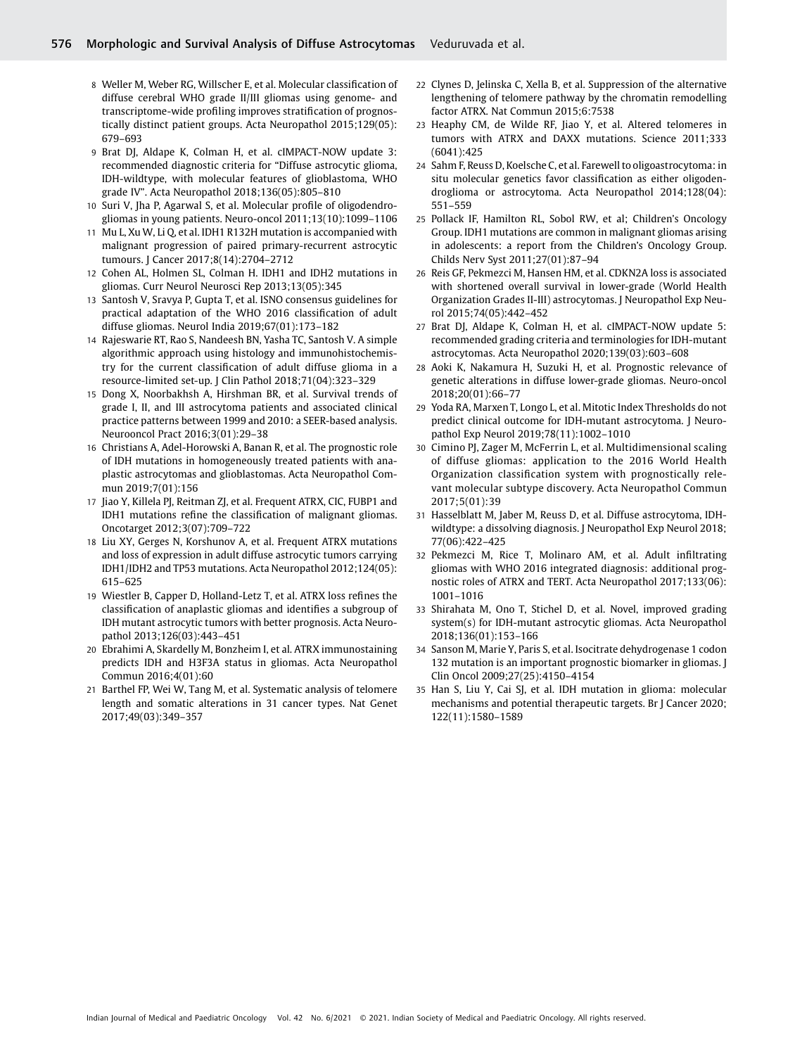8 Weller M, Weber RG, Willscher E, et al. Molecular classification of diffuse cerebral WHO grade II/III gliomas using genome- and transcriptome-wide profiling improves stratification of prognostically distinct patient groups. Acta Neuropathol 2015;129(05): 679–693

9 Brat DJ, Aldape K, Colman H, et al. cIMPACT-NOW update 3: recommended diagnostic criteria for "Diffuse astrocytic glioma, IDH-wildtype, with molecular features of glioblastoma, WHO grade IV". Acta Neuropathol 2018;136(05):805–810

10 Suri V, Jha P, Agarwal S, et al. Molecular profile of oligodendrogliomas in young patients. Neuro-oncol 2011;13(10):1099–1106

11 Mu L, Xu W, Li Q, et al. IDH1 R132H mutation is accompanied with malignant progression of paired primary-recurrent astrocytic tumours. J Cancer 2017;8(14):2704–2712

12 Cohen AL, Holmen SL, Colman H. IDH1 and IDH2 mutations in gliomas. Curr Neurol Neurosci Rep 2013;13(05):345

13 Santosh V, Sravya P, Gupta T, et al. ISNO consensus guidelines for practical adaptation of the WHO 2016 classification of adult diffuse gliomas. Neurol India 2019;67(01):173–182

14 Rajeswarie RT, Rao S, Nandeesh BN, Yasha TC, Santosh V. A simple algorithmic approach using histology and immunohistochemistry for the current classification of adult diffuse glioma in a resource-limited set-up. J Clin Pathol 2018;71(04):323–329

15 Dong X, Noorbakhsh A, Hirshman BR, et al. Survival trends of grade I, II, and III astrocytoma patients and associated clinical practice patterns between 1999 and 2010: a SEER-based analysis. Neurooncol Pract 2016;3(01):29–38

16 Christians A, Adel-Horowski A, Banan R, et al. The prognostic role of IDH mutations in homogeneously treated patients with anaplastic astrocytomas and glioblastomas. Acta Neuropathol Commun 2019;7(01):156

17 Jiao Y, Killela PJ, Reitman ZJ, et al. Frequent ATRX, CIC, FUBP1 and IDH1 mutations refine the classification of malignant gliomas. Oncotarget 2012;3(07):709–722

18 Liu XY, Gerges N, Korshunov A, et al. Frequent ATRX mutations and loss of expression in adult diffuse astrocytic tumors carrying IDH1/IDH2 and TP53 mutations. Acta Neuropathol 2012;124(05): 615–625

19 Wiestler B, Capper D, Holland-Letz T, et al. ATRX loss refines the classification of anaplastic gliomas and identifies a subgroup of IDH mutant astrocytic tumors with better prognosis. Acta Neuropathol 2013;126(03):443–451

20 Ebrahimi A, Skardelly M, Bonzheim I, et al. ATRX immunostaining predicts IDH and H3F3A status in gliomas. Acta Neuropathol Commun 2016;4(01):60

21 Barthel FP, Wei W, Tang M, et al. Systematic analysis of telomere length and somatic alterations in 31 cancer types. Nat Genet 2017;49(03):349–357

22 Clynes D, Jelinska C, Xella B, et al. Suppression of the alternative lengthening of telomere pathway by the chromatin remodelling factor ATRX. Nat Commun 2015;6:7538

23 Heaphy CM, de Wilde RF, Jiao Y, et al. Altered telomeres in tumors with ATRX and DAXX mutations. Science 2011;333 (6041):425

24 Sahm F, Reuss D, Koelsche C, et al. Farewell to oligoastrocytoma: in situ molecular genetics favor classification as either oligodendroglioma or astrocytoma. Acta Neuropathol 2014;128(04): 551–559

25 Pollack IF, Hamilton RL, Sobol RW, et al; Children's Oncology Group. IDH1 mutations are common in malignant gliomas arising in adolescents: a report from the Children's Oncology Group. Childs Nerv Syst 2011;27(01):87–94

26 Reis GF, Pekmezci M, Hansen HM, et al. CDKN2A loss is associated with shortened overall survival in lower-grade (World Health Organization Grades II-III) astrocytomas. J Neuropathol Exp Neurol 2015;74(05):442–452

27 Brat DJ, Aldape K, Colman H, et al. cIMPACT-NOW update 5: recommended grading criteria and terminologies for IDH-mutant astrocytomas. Acta Neuropathol 2020;139(03):603–608

28 Aoki K, Nakamura H, Suzuki H, et al. Prognostic relevance of genetic alterations in diffuse lower-grade gliomas. Neuro-oncol 2018;20(01):66–77

29 Yoda RA, Marxen T, Longo L, et al. Mitotic Index Thresholds do not predict clinical outcome for IDH-mutant astrocytoma. J Neuropathol Exp Neurol 2019;78(11):1002–1010

30 Cimino PJ, Zager M, McFerrin L, et al. Multidimensional scaling of diffuse gliomas: application to the 2016 World Health Organization classification system with prognostically relevant molecular subtype discovery. Acta Neuropathol Commun 2017;5(01):39

31 Hasselblatt M, Jaber M, Reuss D, et al. Diffuse astrocytoma, IDH-wildtype: a dissolving diagnosis. J Neuropathol Exp Neurol 2018; 77(06):422–425

32 Pekmezci M, Rice T, Molinaro AM, et al. Adult infiltrating gliomas with WHO 2016 integrated diagnosis: additional prognostic roles of ATRX and TERT. Acta Neuropathol 2017;133(06): 1001–1016

33 Shirahata M, Ono T, Stichel D, et al. Novel, improved grading system(s) for IDH-mutant astrocytic gliomas. Acta Neuropathol 2018;136(01):153–166

34 Sanson M, Marie Y, Paris S, et al. Isocitrate dehydrogenase 1 codon 132 mutation is an important prognostic biomarker in gliomas. J Clin Oncol 2009;27(25):4150–4154

35 Han S, Liu Y, Cai SJ, et al. IDH mutation in glioma: molecular mechanisms and potential therapeutic targets. Br J Cancer 2020; 122(11):1580–1589